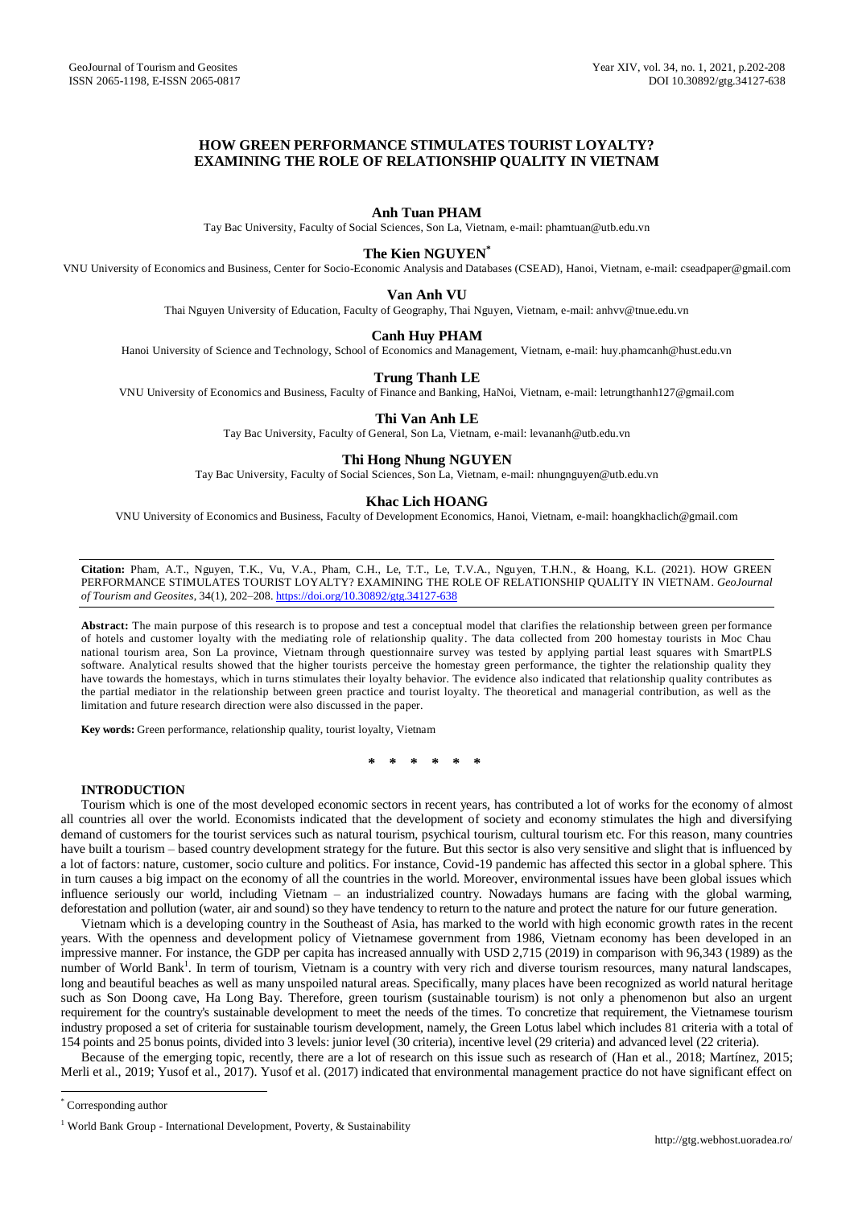# HOW GREEN PERFORMANCE STIMULATES TOURIST LOYALTY? EXAMINING THE ROLE OF RELATIONSHIP QUALITY IN VIETNAM

**Anh Tuan PHAM**

Tay Bac University, Faculty of Social Sciences, Son La, Vietnam, e-mail: phamtuan@utb.edu.vn

**The Kien NGUYEN***

VNU University of Economics and Business, Center for Socio-Economic Analysis and Databases (CSEAD), Hanoi, Vietnam, e-mail: cseadpaper@gmail.com

**Van Anh VU**

Thai Nguyen University of Education, Faculty of Geography, Thai Nguyen, Vietnam, e-mail: anhvv@tnue.edu.vn

**Canh Huy PHAM**

Hanoi University of Science and Technology, School of Economics and Management, Vietnam, e-mail: huy.phamcanh@hust.edu.vn

**Trung Thanh LE**

VNU University of Economics and Business, Faculty of Finance and Banking, HaNoi, Vietnam, e-mail: letrungthanh127@gmail.com

**Thi Van Anh LE**

Tay Bac University, Faculty of General, Son La, Vietnam, e-mail: levananh@utb.edu.vn

**Thi Hong Nhung NGUYEN**

Tay Bac University, Faculty of Social Sciences, Son La, Vietnam, e-mail: nhungnguyen@utb.edu.vn

**Khac Lich HOANG**

VNU University of Economics and Business, Faculty of Development Economics, Hanoi, Vietnam, e-mail: hoangkhaclich@gmail.com

---

**Citation:** Pham, A.T., Nguyen, T.K., Vu, V.A., Pham, C.H., Le, T.T., Le, T.V.A., Nguyen, T.H.N., & Hoang, K.L. (2021). HOW GREEN PERFORMANCE STIMULATES TOURIST LOYALTY? EXAMINING THE ROLE OF RELATIONSHIP QUALITY IN VIETNAM. *GeoJournal of Tourism and Geosites*, 34(1), 202–208. https://doi.org/10.30892/gtg.34127-638

---

**Abstract:** The main purpose of this research is to propose and test a conceptual model that clarifies the relationship between green performance of hotels and customer loyalty with the mediating role of relationship quality. The data collected from 200 homestay tourists in Moc Chau national tourism area, Son La province, Vietnam through questionnaire survey was tested by applying partial least squares with SmartPLS software. Analytical results showed that the higher tourists perceive the homestay green performance, the tighter the relationship quality they have towards the homestays, which in turns stimulates their loyalty behavior. The evidence also indicated that relationship quality contributes as the partial mediator in the relationship between green practice and tourist loyalty. The theoretical and managerial contribution, as well as the limitation and future research direction were also discussed in the paper.

**Key words:** Green performance, relationship quality, tourist loyalty, Vietnam

\* \* \* \* \* \*

## INTRODUCTION

Tourism which is one of the most developed economic sectors in recent years, has contributed a lot of works for the economy of almost all countries all over the world. Economists indicated that the development of society and economy stimulates the high and diversifying demand of customers for the tourist services such as natural tourism, psychical tourism, cultural tourism etc. For this reason, many countries have built a tourism – based country development strategy for the future. But this sector is also very sensitive and slight that is influenced by a lot of factors: nature, customer, socio culture and politics. For instance, Covid-19 pandemic has affected this sector in a global sphere. This in turn causes a big impact on the economy of all the countries in the world. Moreover, environmental issues have been global issues which influence seriously our world, including Vietnam – an industrialized country. Nowadays humans are facing with the global warming, deforestation and pollution (water, air and sound) so they have tendency to return to the nature and protect the nature for our future generation.

Vietnam which is a developing country in the Southeast of Asia, has marked to the world with high economic growth rates in the recent years. With the openness and development policy of Vietnamese government from 1986, Vietnam economy has been developed in an impressive manner. For instance, the GDP per capita has increased annually with USD 2,715 (2019) in comparison with 96,343 (1989) as the number of World Bank[1]. In term of tourism, Vietnam is a country with very rich and diverse tourism resources, many natural landscapes, long and beautiful beaches as well as many unspoiled natural areas. Specifically, many places have been recognized as world natural heritage such as Son Doong cave, Ha Long Bay. Therefore, green tourism (sustainable tourism) is not only a phenomenon but also an urgent requirement for the country's sustainable development to meet the needs of the times. To concretize that requirement, the Vietnamese tourism industry proposed a set of criteria for sustainable tourism development, namely, the Green Lotus label which includes 81 criteria with a total of 154 points and 25 bonus points, divided into 3 levels: junior level (30 criteria), incentive level (29 criteria) and advanced level (22 criteria).

Because of the emerging topic, recently, there are a lot of research on this issue such as research of (Han et al., 2018; Martínez, 2015; Merli et al., 2019; Yusof et al., 2017). Yusof et al. (2017) indicated that environmental management practice do not have significant effect on

---

\* Corresponding author

[1] World Bank Group - International Development, Poverty, & Sustainability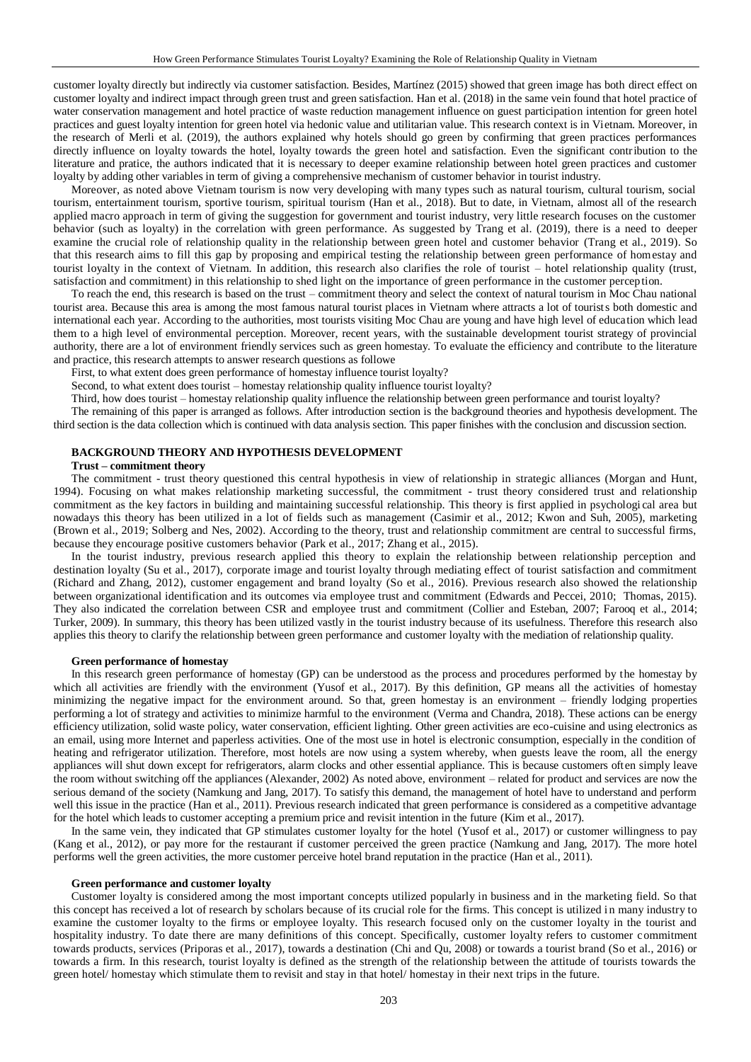customer loyalty directly but indirectly via customer satisfaction. Besides, Martínez (2015) showed that green image has both direct effect on customer loyalty and indirect impact through green trust and green satisfaction. Han et al. (2018) in the same vein found that hotel practice of water conservation management and hotel practice of waste reduction management influence on guest participation intention for green hotel practices and guest loyalty intention for green hotel via hedonic value and utilitarian value. This research context is in Vietnam. Moreover, in the research of Merli et al. (2019), the authors explained why hotels should go green by confirming that green practices performances directly influence on loyalty towards the hotel, loyalty towards the green hotel and satisfaction. Even the significant contribution to the literature and pratice, the authors indicated that it is necessary to deeper examine relationship between hotel green practices and customer loyalty by adding other variables in term of giving a comprehensive mechanism of customer behavior in tourist industry.

Moreover, as noted above Vietnam tourism is now very developing with many types such as natural tourism, cultural tourism, social tourism, entertainment tourism, sportive tourism, spiritual tourism (Han et al., 2018). But to date, in Vietnam, almost all of the research applied macro approach in term of giving the suggestion for government and tourist industry, very little research focuses on the customer behavior (such as loyalty) in the correlation with green performance. As suggested by Trang et al. (2019), there is a need to deeper examine the crucial role of relationship quality in the relationship between green hotel and customer behavior (Trang et al., 2019). So that this research aims to fill this gap by proposing and empirical testing the relationship between green performance of homestay and tourist loyalty in the context of Vietnam. In addition, this research also clarifies the role of tourist – hotel relationship quality (trust, satisfaction and commitment) in this relationship to shed light on the importance of green performance in the customer perception.

To reach the end, this research is based on the trust – commitment theory and select the context of natural tourism in Moc Chau national tourist area. Because this area is among the most famous natural tourist places in Vietnam where attracts a lot of tourists both domestic and international each year. According to the authorities, most tourists visiting Moc Chau are young and have high level of education which lead them to a high level of environmental perception. Moreover, recent years, with the sustainable development tourist strategy of provincial authority, there are a lot of environment friendly services such as green homestay. To evaluate the efficiency and contribute to the literature and practice, this research attempts to answer research questions as followe

First, to what extent does green performance of homestay influence tourist loyalty?

Second, to what extent does tourist – homestay relationship quality influence tourist loyalty?

Third, how does tourist – homestay relationship quality influence the relationship between green performance and tourist loyalty?

The remaining of this paper is arranged as follows. After introduction section is the background theories and hypothesis development. The third section is the data collection which is continued with data analysis section. This paper finishes with the conclusion and discussion section.

## BACKGROUND THEORY AND HYPOTHESIS DEVELOPMENT

### Trust – commitment theory

The commitment - trust theory questioned this central hypothesis in view of relationship in strategic alliances (Morgan and Hunt, 1994). Focusing on what makes relationship marketing successful, the commitment - trust theory considered trust and relationship commitment as the key factors in building and maintaining successful relationship. This theory is first applied in psychological area but nowadays this theory has been utilized in a lot of fields such as management (Casimir et al., 2012; Kwon and Suh, 2005), marketing (Brown et al., 2019; Solberg and Nes, 2002). According to the theory, trust and relationship commitment are central to successful firms, because they encourage positive customers behavior (Park et al., 2017; Zhang et al., 2015).

In the tourist industry, previous research applied this theory to explain the relationship between relationship perception and destination loyalty (Su et al., 2017), corporate image and tourist loyalty through mediating effect of tourist satisfaction and commitment (Richard and Zhang, 2012), customer engagement and brand loyalty (So et al., 2016). Previous research also showed the relationship between organizational identification and its outcomes via employee trust and commitment (Edwards and Peccei, 2010; Thomas, 2015). They also indicated the correlation between CSR and employee trust and commitment (Collier and Esteban, 2007; Farooq et al., 2014; Turker, 2009). In summary, this theory has been utilized vastly in the tourist industry because of its usefulness. Therefore this research also applies this theory to clarify the relationship between green performance and customer loyalty with the mediation of relationship quality.

### Green performance of homestay

In this research green performance of homestay (GP) can be understood as the process and procedures performed by the homestay by which all activities are friendly with the environment (Yusof et al., 2017). By this definition, GP means all the activities of homestay minimizing the negative impact for the environment around. So that, green homestay is an environment – friendly lodging properties performing a lot of strategy and activities to minimize harmful to the environment (Verma and Chandra, 2018). These actions can be energy efficiency utilization, solid waste policy, water conservation, efficient lighting. Other green activities are eco-cuisine and using electronics as an email, using more Internet and paperless activities. One of the most use in hotel is electronic consumption, especially in the condition of heating and refrigerator utilization. Therefore, most hotels are now using a system whereby, when guests leave the room, all the energy appliances will shut down except for refrigerators, alarm clocks and other essential appliance. This is because customers often simply leave the room without switching off the appliances (Alexander, 2002) As noted above, environment – related for product and services are now the serious demand of the society (Namkung and Jang, 2017). To satisfy this demand, the management of hotel have to understand and perform well this issue in the practice (Han et al., 2011). Previous research indicated that green performance is considered as a competitive advantage for the hotel which leads to customer accepting a premium price and revisit intention in the future (Kim et al., 2017).

In the same vein, they indicated that GP stimulates customer loyalty for the hotel (Yusof et al., 2017) or customer willingness to pay (Kang et al., 2012), or pay more for the restaurant if customer perceived the green practice (Namkung and Jang, 2017). The more hotel performs well the green activities, the more customer perceive hotel brand reputation in the practice (Han et al., 2011).

### Green performance and customer loyalty

Customer loyalty is considered among the most important concepts utilized popularly in business and in the marketing field. So that this concept has received a lot of research by scholars because of its crucial role for the firms. This concept is utilized in many industry to examine the customer loyalty to the firms or employee loyalty. This research focused only on the customer loyalty in the tourist and hospitality industry. To date there are many definitions of this concept. Specifically, customer loyalty refers to customer commitment towards products, services (Priporas et al., 2017), towards a destination (Chi and Qu, 2008) or towards a tourist brand (So et al., 2016) or towards a firm. In this research, tourist loyalty is defined as the strength of the relationship between the attitude of tourists towards the green hotel/ homestay which stimulate them to revisit and stay in that hotel/ homestay in their next trips in the future.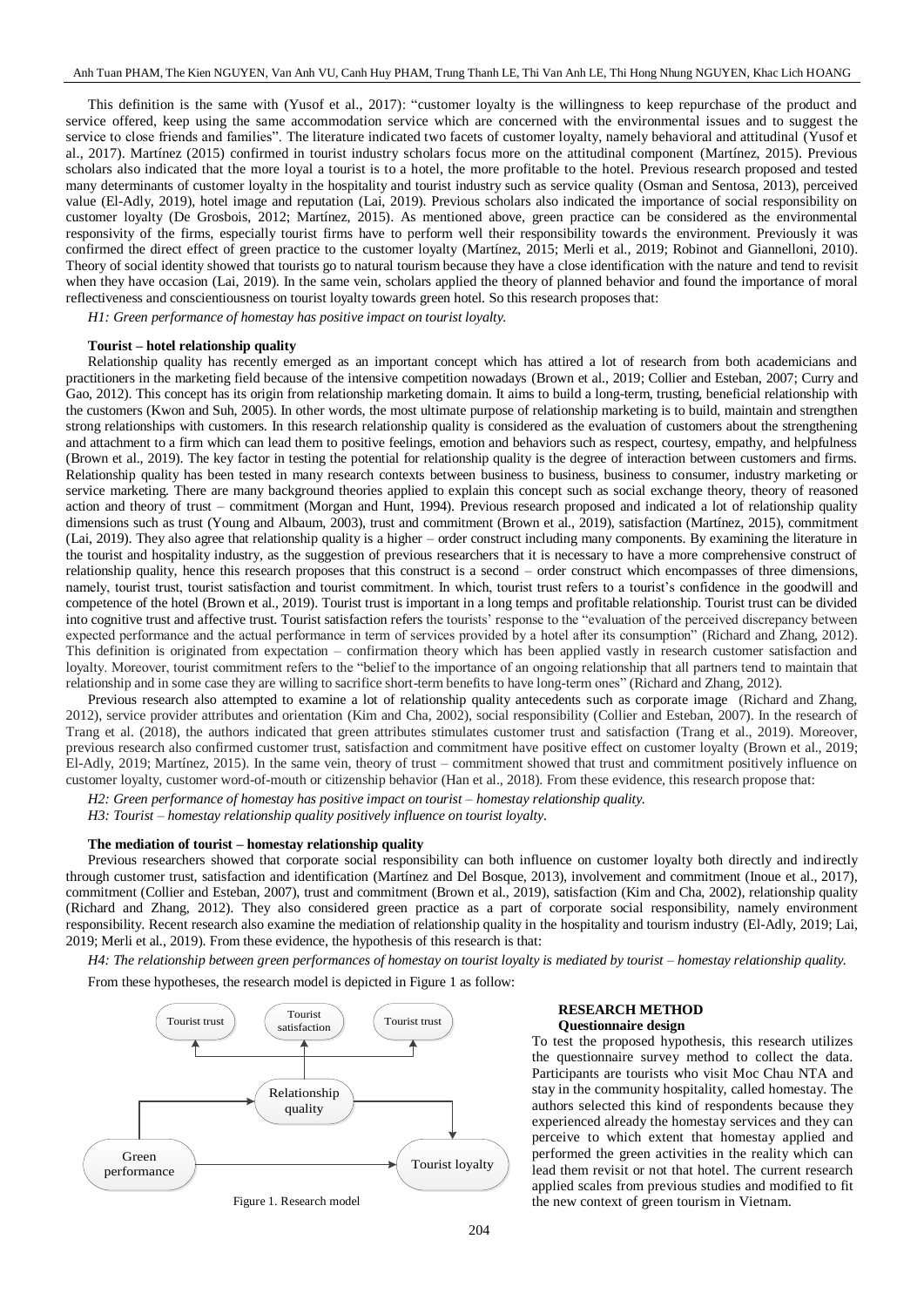This definition is the same with (Yusof et al., 2017): "customer loyalty is the willingness to keep repurchase of the product and service offered, keep using the same accommodation service which are concerned with the environmental issues and to suggest the service to close friends and families". The literature indicated two facets of customer loyalty, namely behavioral and attitudinal (Yusof et al., 2017). Martínez (2015) confirmed in tourist industry scholars focus more on the attitudinal component (Martínez, 2015). Previous scholars also indicated that the more loyal a tourist is to a hotel, the more profitable to the hotel. Previous research proposed and tested many determinants of customer loyalty in the hospitality and tourist industry such as service quality (Osman and Sentosa, 2013), perceived value (El-Adly, 2019), hotel image and reputation (Lai, 2019). Previous scholars also indicated the importance of social responsibility on customer loyalty (De Grosbois, 2012; Martínez, 2015). As mentioned above, green practice can be considered as the environmental responsivity of the firms, especially tourist firms have to perform well their responsibility towards the environment. Previously it was confirmed the direct effect of green practice to the customer loyalty (Martínez, 2015; Merli et al., 2019; Robinot and Giannelloni, 2010). Theory of social identity showed that tourists go to natural tourism because they have a close identification with the nature and tend to revisit when they have occasion (Lai, 2019). In the same vein, scholars applied the theory of planned behavior and found the importance of moral reflectiveness and conscientiousness on tourist loyalty towards green hotel. So this research proposes that:

*H1: Green performance of homestay has positive impact on tourist loyalty.*

**Tourist – hotel relationship quality**

Relationship quality has recently emerged as an important concept which has attired a lot of research from both academicians and practitioners in the marketing field because of the intensive competition nowadays (Brown et al., 2019; Collier and Esteban, 2007; Curry and Gao, 2012). This concept has its origin from relationship marketing domain. It aims to build a long-term, trusting, beneficial relationship with the customers (Kwon and Suh, 2005). In other words, the most ultimate purpose of relationship marketing is to build, maintain and strengthen strong relationships with customers. In this research relationship quality is considered as the evaluation of customers about the strengthening and attachment to a firm which can lead them to positive feelings, emotion and behaviors such as respect, courtesy, empathy, and helpfulness (Brown et al., 2019). The key factor in testing the potential for relationship quality is the degree of interaction between customers and firms. Relationship quality has been tested in many research contexts between business to business, business to consumer, industry marketing or service marketing. There are many background theories applied to explain this concept such as social exchange theory, theory of reasoned action and theory of trust – commitment (Morgan and Hunt, 1994). Previous research proposed and indicated a lot of relationship quality dimensions such as trust (Young and Albaum, 2003), trust and commitment (Brown et al., 2019), satisfaction (Martínez, 2015), commitment (Lai, 2019). They also agree that relationship quality is a higher – order construct including many components. By examining the literature in the tourist and hospitality industry, as the suggestion of previous researchers that it is necessary to have a more comprehensive construct of relationship quality, hence this research proposes that this construct is a second – order construct which encompasses of three dimensions, namely, tourist trust, tourist satisfaction and tourist commitment. In which, tourist trust refers to a tourist's confidence in the goodwill and competence of the hotel (Brown et al., 2019). Tourist trust is important in a long temps and profitable relationship. Tourist trust can be divided into cognitive trust and affective trust. Tourist satisfaction refers the tourists' response to the "evaluation of the perceived discrepancy between expected performance and the actual performance in term of services provided by a hotel after its consumption" (Richard and Zhang, 2012). This definition is originated from expectation – confirmation theory which has been applied vastly in research customer satisfaction and loyalty. Moreover, tourist commitment refers to the "belief to the importance of an ongoing relationship that all partners tend to maintain that relationship and in some case they are willing to sacrifice short-term benefits to have long-term ones" (Richard and Zhang, 2012).

Previous research also attempted to examine a lot of relationship quality antecedents such as corporate image (Richard and Zhang, 2012), service provider attributes and orientation (Kim and Cha, 2002), social responsibility (Collier and Esteban, 2007). In the research of Trang et al. (2018), the authors indicated that green attributes stimulates customer trust and satisfaction (Trang et al., 2019). Moreover, previous research also confirmed customer trust, satisfaction and commitment have positive effect on customer loyalty (Brown et al., 2019; El-Adly, 2019; Martínez, 2015). In the same vein, theory of trust – commitment showed that trust and commitment positively influence on customer loyalty, customer word-of-mouth or citizenship behavior (Han et al., 2018). From these evidence, this research propose that:

*H2: Green performance of homestay has positive impact on tourist – homestay relationship quality.*

*H3: Tourist – homestay relationship quality positively influence on tourist loyalty.*

**The mediation of tourist – homestay relationship quality**

Previous researchers showed that corporate social responsibility can both influence on customer loyalty both directly and indirectly through customer trust, satisfaction and identification (Martínez and Del Bosque, 2013), involvement and commitment (Inoue et al., 2017), commitment (Collier and Esteban, 2007), trust and commitment (Brown et al., 2019), satisfaction (Kim and Cha, 2002), relationship quality (Richard and Zhang, 2012). They also considered green practice as a part of corporate social responsibility, namely environment responsibility. Recent research also examine the mediation of relationship quality in the hospitality and tourism industry (El-Adly, 2019; Lai, 2019; Merli et al., 2019). From these evidence, the hypothesis of this research is that:

*H4: The relationship between green performances of homestay on tourist loyalty is mediated by tourist – homestay relationship quality.*

From these hypotheses, the research model is depicted in Figure 1 as follow:

Figure 1. Research model

## RESEARCH METHOD

**Questionnaire design**

To test the proposed hypothesis, this research utilizes the questionnaire survey method to collect the data. Participants are tourists who visit Moc Chau NTA and stay in the community hospitality, called homestay. The authors selected this kind of respondents because they experienced already the homestay services and they can perceive to which extent that homestay applied and performed the green activities in the reality which can lead them revisit or not that hotel. The current research applied scales from previous studies and modified to fit the new context of green tourism in Vietnam.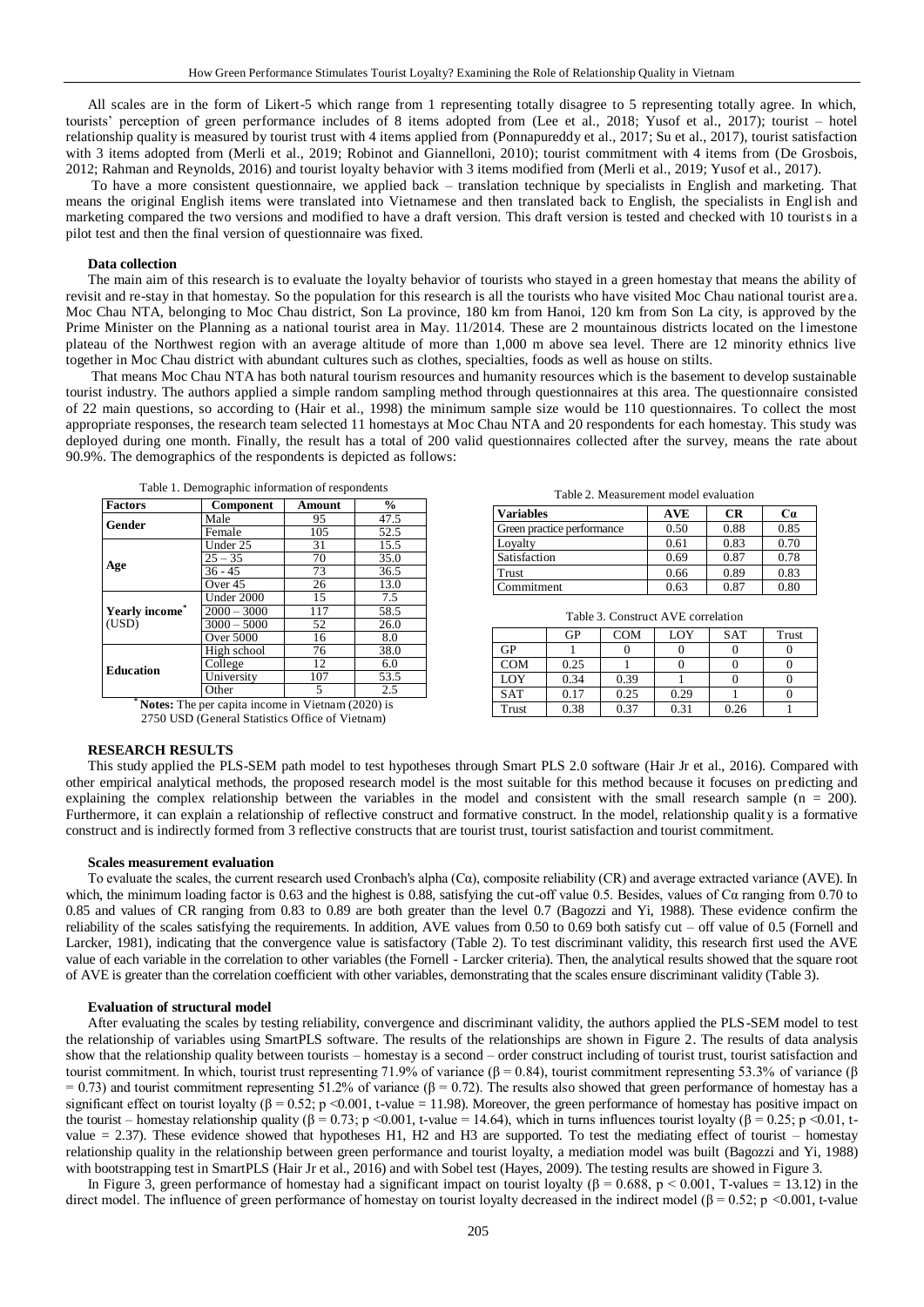All scales are in the form of Likert-5 which range from 1 representing totally disagree to 5 representing totally agree. In which, tourists' perception of green performance includes of 8 items adopted from (Lee et al., 2018; Yusof et al., 2017); tourist – hotel relationship quality is measured by tourist trust with 4 items applied from (Ponnapureddy et al., 2017; Su et al., 2017), tourist satisfaction with 3 items adopted from (Merli et al., 2019; Robinot and Giannelloni, 2010); tourist commitment with 4 items from (De Grosbois, 2012; Rahman and Reynolds, 2016) and tourist loyalty behavior with 3 items modified from (Merli et al., 2019; Yusof et al., 2017).

To have a more consistent questionnaire, we applied back – translation technique by specialists in English and marketing. That means the original English items were translated into Vietnamese and then translated back to English, the specialists in English and marketing compared the two versions and modified to have a draft version. This draft version is tested and checked with 10 tourists in a pilot test and then the final version of questionnaire was fixed.

### Data collection

The main aim of this research is to evaluate the loyalty behavior of tourists who stayed in a green homestay that means the ability of revisit and re-stay in that homestay. So the population for this research is all the tourists who have visited Moc Chau national tourist area. Moc Chau NTA, belonging to Moc Chau district, Son La province, 180 km from Hanoi, 120 km from Son La city, is approved by the Prime Minister on the Planning as a national tourist area in May. 11/2014. These are 2 mountainous districts located on the limestone plateau of the Northwest region with an average altitude of more than 1,000 m above sea level. There are 12 minority ethnics live together in Moc Chau district with abundant cultures such as clothes, specialties, foods as well as house on stilts.

That means Moc Chau NTA has both natural tourism resources and humanity resources which is the basement to develop sustainable tourist industry. The authors applied a simple random sampling method through questionnaires at this area. The questionnaire consisted of 22 main questions, so according to (Hair et al., 1998) the minimum sample size would be 110 questionnaires. To collect the most appropriate responses, the research team selected 11 homestays at Moc Chau NTA and 20 respondents for each homestay. This study was deployed during one month. Finally, the result has a total of 200 valid questionnaires collected after the survey, means the rate about 90.9%. The demographics of the respondents is depicted as follows:

Table 1. Demographic information of respondents

| Factors | Component | Amount | % |
|---|---|---|---|
| Gender | Male | 95 | 47.5 |
| | Female | 105 | 52.5 |
| Age | Under 25 | 31 | 15.5 |
| | 25 – 35 | 70 | 35.0 |
| | 36 - 45 | 73 | 36.5 |
| | Over 45 | 26 | 13.0 |
| Yearly income* (USD) | Under 2000 | 15 | 7.5 |
| | 2000 – 3000 | 117 | 58.5 |
| | 3000 – 5000 | 52 | 26.0 |
| | Over 5000 | 16 | 8.0 |
| Education | High school | 76 | 38.0 |
| | College | 12 | 6.0 |
| | University | 107 | 53.5 |
| | Other | 5 | 2.5 |

* **Notes:** The per capita income in Vietnam (2020) is 2750 USD (General Statistics Office of Vietnam)

Table 2. Measurement model evaluation

| Variables | AVE | CR | Cα |
|---|---|---|---|
| Green practice performance | 0.50 | 0.88 | 0.85 |
| Loyalty | 0.61 | 0.83 | 0.70 |
| Satisfaction | 0.69 | 0.87 | 0.78 |
| Trust | 0.66 | 0.89 | 0.83 |
| Commitment | 0.63 | 0.87 | 0.80 |

Table 3. Construct AVE correlation

| | GP | COM | LOY | SAT | Trust |
|---|---|---|---|---|---|
| GP | 1 | 0 | 0 | 0 | 0 |
| COM | 0.25 | 1 | 0 | 0 | 0 |
| LOY | 0.34 | 0.39 | 1 | 0 | 0 |
| SAT | 0.17 | 0.25 | 0.29 | 1 | 0 |
| Trust | 0.38 | 0.37 | 0.31 | 0.26 | 1 |

## RESEARCH RESULTS

This study applied the PLS-SEM path model to test hypotheses through Smart PLS 2.0 software (Hair Jr et al., 2016). Compared with other empirical analytical methods, the proposed research model is the most suitable for this method because it focuses on predicting and explaining the complex relationship between the variables in the model and consistent with the small research sample ($n = 200$). Furthermore, it can explain a relationship of reflective construct and formative construct. In the model, relationship quality is a formative construct and is indirectly formed from 3 reflective constructs that are tourist trust, tourist satisfaction and tourist commitment.

### Scales measurement evaluation

To evaluate the scales, the current research used Cronbach's alpha (Cα), composite reliability (CR) and average extracted variance (AVE). In which, the minimum loading factor is 0.63 and the highest is 0.88, satisfying the cut-off value 0.5. Besides, values of Cα ranging from 0.70 to 0.85 and values of CR ranging from 0.83 to 0.89 are both greater than the level 0.7 (Bagozzi and Yi, 1988). These evidence confirm the reliability of the scales satisfying the requirements. In addition, AVE values from 0.50 to 0.69 both satisfy cut – off value of 0.5 (Fornell and Larcker, 1981), indicating that the convergence value is satisfactory (Table 2). To test discriminant validity, this research first used the AVE value of each variable in the correlation to other variables (the Fornell - Larcker criteria). Then, the analytical results showed that the square root of AVE is greater than the correlation coefficient with other variables, demonstrating that the scales ensure discriminant validity (Table 3).

### Evaluation of structural model

After evaluating the scales by testing reliability, convergence and discriminant validity, the authors applied the PLS-SEM model to test the relationship of variables using SmartPLS software. The results of the relationships are shown in Figure 2. The results of data analysis show that the relationship quality between tourists – homestay is a second – order construct including of tourist trust, tourist satisfaction and tourist commitment. In which, tourist trust representing 71.9% of variance ($\beta = 0.84$), tourist commitment representing 53.3% of variance ($\beta = 0.73$) and tourist commitment representing 51.2% of variance ($\beta = 0.72$). The results also showed that green performance of homestay has a significant effect on tourist loyalty ($\beta = 0.52$; $p < 0.001$, t-value = 11.98). Moreover, the green performance of homestay has positive impact on the tourist – homestay relationship quality ($\beta = 0.73$; $p < 0.001$, t-value = 14.64), which in turns influences tourist loyalty ($\beta = 0.25$; $p < 0.01$, t-value = 2.37). These evidence showed that hypotheses H1, H2 and H3 are supported. To test the mediating effect of tourist – homestay relationship quality in the relationship between green performance and tourist loyalty, a mediation model was built (Bagozzi and Yi, 1988) with bootstrapping test in SmartPLS (Hair Jr et al., 2016) and with Sobel test (Hayes, 2009). The testing results are showed in Figure 3.

In Figure 3, green performance of homestay had a significant impact on tourist loyalty ($\beta = 0.688$, $p < 0.001$, T-values = 13.12) in the direct model. The influence of green performance of homestay on tourist loyalty decreased in the indirect model ($\beta = 0.52$; $p < 0.001$, t-value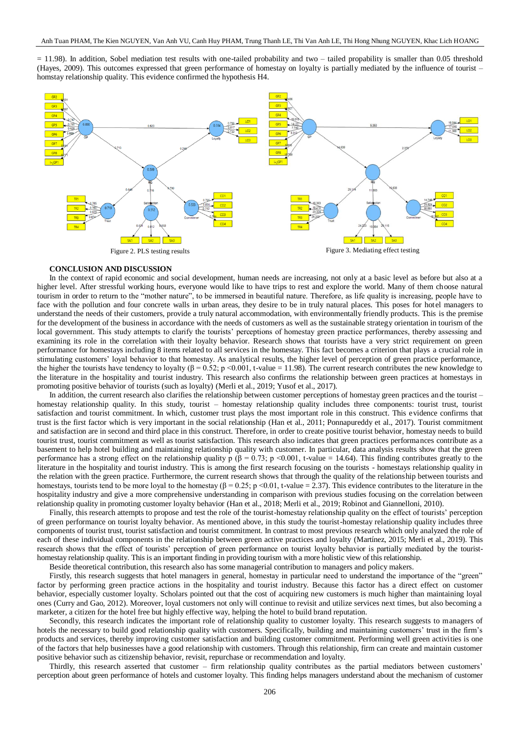= 11.98). In addition, Sobel mediation test results with one-tailed probability and two – tailed propability is smaller than 0.05 threshold (Hayes, 2009). This outcomes expressed that green performance of homestay on loyalty is partially mediated by the influence of tourist – homstay relationship quality. This evidence confirmed the hypothesis H4.

Figure 2. PLS testing results

Figure 3. Mediating effect testing

## CONCLUSION AND DISCUSSION

In the context of rapid economic and social development, human needs are increasing, not only at a basic level as before but also at a higher level. After stressful working hours, everyone would like to have trips to rest and explore the world. Many of them choose natural tourism in order to return to the "mother nature", to be immersed in beautiful nature. Therefore, as life quality is increasing, people have to face with the pollution and four concrete walls in urban areas, they desire to be in truly natural places. This poses for hotel managers to understand the needs of their customers, provide a truly natural accommodation, with environmentally friendly products. This is the premise for the development of the business in accordance with the needs of customers as well as the sustainable strategy orientation in tourism of the local government. This study attempts to clarify the tourists' perceptions of homestay green practice performances, thereby assessing and examining its role in the correlation with their loyalty behavior. Research shows that tourists have a very strict requirement on green performance for homestays including 8 items related to all services in the homestay. This fact becomes a criterion that plays a crucial role in stimulating customers' loyal behavior to that homestay. As analytical results, the higher level of perception of green practice performance, the higher the tourists have tendency to loyalty ($\beta = 0.52$; $p < 0.001$, t-value = 11.98). The current research contributes the new knowledge to the literature in the hospitality and tourist industry. This research also confirms the relationship between green practices at homestays in promoting positive behavior of tourists (such as loyalty) (Merli et al., 2019; Yusof et al., 2017).

In addition, the current research also clarifies the relationship between customer perceptions of homestay green practices and the tourist – homestay relationship quality. In this study, tourist – homestay relationship quality includes three components: tourist trust, tourist satisfaction and tourist commitment. In which, customer trust plays the most important role in this construct. This evidence confirms that trust is the first factor which is very important in the social relationship (Han et al., 2011; Ponnapureddy et al., 2017). Tourist commitment and satisfaction are in second and third place in this construct. Therefore, in order to create positive tourist behavior, homestay needs to build tourist trust, tourist commitment as well as tourist satisfaction. This research also indicates that green practices performances contribute as a basement to help hotel building and maintaining relationship quality with customer. In particular, data analysis results show that the green performance has a strong effect on the relationship quality p ($\beta = 0.73$; $p < 0.001$, t-value = 14.64). This finding contributes greatly to the literature in the hospitality and tourist industry. This is among the first research focusing on the tourists - homestays relationship quality in the relation with the green practice. Furthermore, the current research shows that through the quality of the relationship between tourists and homestays, tourists tend to be more loyal to the homestay ($\beta = 0.25$; $p < 0.01$, t-value = 2.37). This evidence contributes to the literature in the hospitality industry and give a more comprehensive understanding in comparison with previous studies focusing on the correlation between relationship quality in promoting customer loyalty behavior (Han et al., 2018; Merli et al., 2019; Robinot and Giannelloni, 2010).

Finally, this research attempts to propose and test the role of the tourist-homestay relationship quality on the effect of tourists' perception of green performance on tourist loyalty behavior. As mentioned above, in this study the tourist-homestay relationship quality includes three components of tourist trust, tourist satisfaction and tourist commitment. In contrast to most previous research which only analyzed the role of each of these individual components in the relationship between green active practices and loyalty (Martínez, 2015; Merli et al., 2019). This research shows that the effect of tourists' perception of green performance on tourist loyalty behavior is partially mediated by the tourist-homestay relationship quality. This is an important finding in providing tourism with a more holistic view of this relationship.

Beside theoretical contribution, this research also has some managerial contribution to managers and policy makers.

Firstly, this research suggests that hotel managers in general, homestay in particular need to understand the importance of the "green" factor by performing green practice actions in the hospitality and tourist industry. Because this factor has a direct effect on customer behavior, especially customer loyalty. Scholars pointed out that the cost of acquiring new customers is much higher than maintaining loyal ones (Curry and Gao, 2012). Moreover, loyal customers not only will continue to revisit and utilize services next times, but also becoming a marketer, a citizen for the hotel free but highly effective way, helping the hotel to build brand reputation.

Secondly, this research indicates the important role of relationship quality to customer loyalty. This research suggests to managers of hotels the necessary to build good relationship quality with customers. Specifically, building and maintaining customers' trust in the firm's products and services, thereby improving customer satisfaction and building customer commitment. Performing well green activities is one of the factors that help businesses have a good relationship with customers. Through this relationship, firm can create and maintain customer positive behavior such as citizenship behavior, revisit, repurchase or recommendation and loyalty.

Thirdly, this research asserted that customer – firm relationship quality contributes as the partial mediators between customers' perception about green performance of hotels and customer loyalty. This finding helps managers understand about the mechanism of customer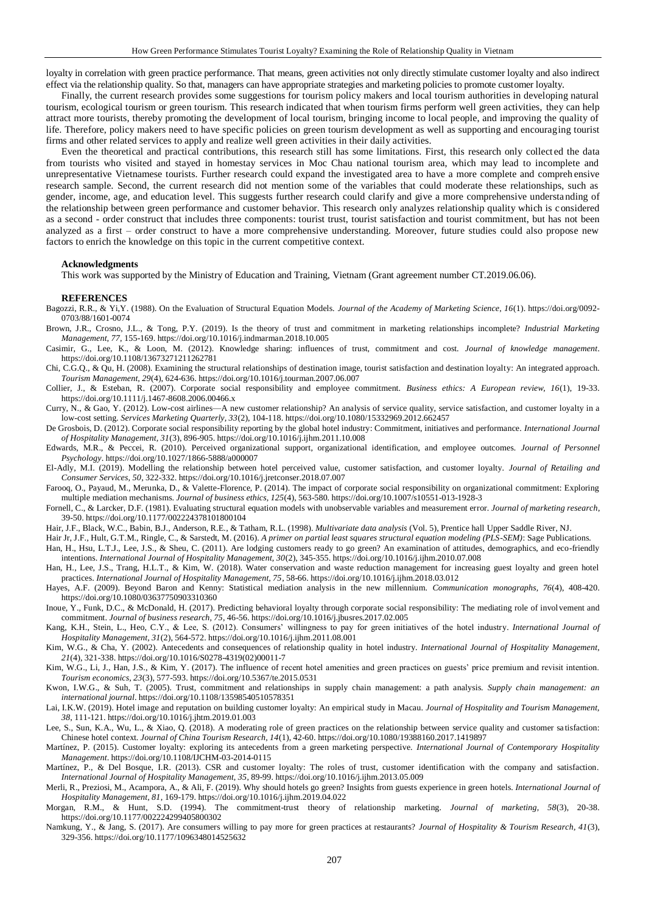loyalty in correlation with green practice performance. That means, green activities not only directly stimulate customer loyalty and also indirect effect via the relationship quality. So that, managers can have appropriate strategies and marketing policies to promote customer loyalty.

Finally, the current research provides some suggestions for tourism policy makers and local tourism authorities in developing natural tourism, ecological tourism or green tourism. This research indicated that when tourism firms perform well green activities, they can help attract more tourists, thereby promoting the development of local tourism, bringing income to local people, and improving the quality of life. Therefore, policy makers need to have specific policies on green tourism development as well as supporting and encouraging tourist firms and other related services to apply and realize well green activities in their daily activities.

Even the theoretical and practical contributions, this research still has some limitations. First, this research only collected the data from tourists who visited and stayed in homestay services in Moc Chau national tourism area, which may lead to incomplete and unrepresentative Vietnamese tourists. Further research could expand the investigated area to have a more complete and comprehensive research sample. Second, the current research did not mention some of the variables that could moderate these relationships, such as gender, income, age, and education level. This suggests further research could clarify and give a more comprehensive understanding of the relationship between green performance and customer behavior. This research only analyzes relationship quality which is considered as a second - order construct that includes three components: tourist trust, tourist satisfaction and tourist commitment, but has not been analyzed as a first – order construct to have a more comprehensive understanding. Moreover, future studies could also propose new factors to enrich the knowledge on this topic in the current competitive context.

### Acknowledgments

This work was supported by the Ministry of Education and Training, Vietnam (Grant agreement number CT.2019.06.06).

### REFERENCES

Bagozzi, R.R., & Yi,Y. (1988). On the Evaluation of Structural Equation Models. *Journal of the Academy of Marketing Science, 16*(1). https://doi.org/0092-0703/88/1601-0074

Brown, J.R., Crosno, J.L., & Tong, P.Y. (2019). Is the theory of trust and commitment in marketing relationships incomplete? *Industrial Marketing Management, 77*, 155-169. https://doi.org/10.1016/j.indmarman.2018.10.005

Casimir, G., Lee, K., & Loon, M. (2012). Knowledge sharing: influences of trust, commitment and cost. *Journal of knowledge management*. https://doi.org/10.1108/13673271211262781

Chi, C.G.Q., & Qu, H. (2008). Examining the structural relationships of destination image, tourist satisfaction and destination loyalty: An integrated approach. *Tourism Management, 29*(4), 624-636. https://doi.org/10.1016/j.tourman.2007.06.007

Collier, J., & Esteban, R. (2007). Corporate social responsibility and employee commitment. *Business ethics: A European review, 16*(1), 19-33. https://doi.org/10.1111/j.1467-8608.2006.00466.x

Curry, N., & Gao, Y. (2012). Low-cost airlines—A new customer relationship? An analysis of service quality, service satisfaction, and customer loyalty in a low-cost setting. *Services Marketing Quarterly, 33*(2), 104-118. https://doi.org/10.1080/15332969.2012.662457

De Grosbois, D. (2012). Corporate social responsibility reporting by the global hotel industry: Commitment, initiatives and performance. *International Journal of Hospitality Management, 31*(3), 896-905. https://doi.org/10.1016/j.ijhm.2011.10.008

Edwards, M.R., & Peccei, R. (2010). Perceived organizational support, organizational identification, and employee outcomes. *Journal of Personnel Psychology*. https://doi.org/10.1027/1866-5888/a000007

El-Adly, M.I. (2019). Modelling the relationship between hotel perceived value, customer satisfaction, and customer loyalty. *Journal of Retailing and Consumer Services, 50*, 322-332. https://doi.org/10.1016/j.jretconser.2018.07.007

Farooq, O., Payaud, M., Merunka, D., & Valette-Florence, P. (2014). The impact of corporate social responsibility on organizational commitment: Exploring multiple mediation mechanisms. *Journal of business ethics, 125*(4), 563-580. https://doi.org/10.1007/s10551-013-1928-3

Fornell, C., & Larcker, D.F. (1981). Evaluating structural equation models with unobservable variables and measurement error. *Journal of marketing research*, 39-50. https://doi.org/10.1177/002224378101800104

Hair, J.F., Black, W.C., Babin, B.J., Anderson, R.E., & Tatham, R.L. (1998). *Multivariate data analysis* (Vol. 5), Prentice hall Upper Saddle River, NJ.

Hair Jr, J.F., Hult, G.T.M., Ringle, C., & Sarstedt, M. (2016). *A primer on partial least squares structural equation modeling (PLS-SEM)*: Sage Publications.

Han, H., Hsu, L.T.J., Lee, J.S., & Sheu, C. (2011). Are lodging customers ready to go green? An examination of attitudes, demographics, and eco-friendly intentions. *International Journal of Hospitality Management, 30*(2), 345-355. https://doi.org/10.1016/j.ijhm.2010.07.008

Han, H., Lee, J.S., Trang, H.L.T., & Kim, W. (2018). Water conservation and waste reduction management for increasing guest loyalty and green hotel practices. *International Journal of Hospitality Management, 75*, 58-66. https://doi.org/10.1016/j.ijhm.2018.03.012

Hayes, A.F. (2009). Beyond Baron and Kenny: Statistical mediation analysis in the new millennium. *Communication monographs, 76*(4), 408-420. https://doi.org/10.1080/03637750903310360

Inoue, Y., Funk, D.C., & McDonald, H. (2017). Predicting behavioral loyalty through corporate social responsibility: The mediating role of involvement and commitment. *Journal of business research, 75*, 46-56. https://doi.org/10.1016/j.jbusres.2017.02.005

Kang, K.H., Stein, L., Heo, C.Y., & Lee, S. (2012). Consumers' willingness to pay for green initiatives of the hotel industry. *International Journal of Hospitality Management, 31*(2), 564-572. https://doi.org/10.1016/j.ijhm.2011.08.001

Kim, W.G., & Cha, Y. (2002). Antecedents and consequences of relationship quality in hotel industry. *International Journal of Hospitality Management, 21*(4), 321-338. https://doi.org/10.1016/S0278-4319(02)00011-7

Kim, W.G., Li, J., Han, J.S., & Kim, Y. (2017). The influence of recent hotel amenities and green practices on guests' price premium and revisit intention. *Tourism economics, 23*(3), 577-593. https://doi.org/10.5367/te.2015.0531

Kwon, I.W.G., & Suh, T. (2005). Trust, commitment and relationships in supply chain management: a path analysis. *Supply chain management: an international journal*. https://doi.org/10.1108/13598540510578351

Lai, I.K.W. (2019). Hotel image and reputation on building customer loyalty: An empirical study in Macau. *Journal of Hospitality and Tourism Management, 38*, 111-121. https://doi.org/10.1016/j.jhtm.2019.01.003

Lee, S., Sun, K.A., Wu, L., & Xiao, Q. (2018). A moderating role of green practices on the relationship between service quality and customer satisfaction: Chinese hotel context. *Journal of China Tourism Research, 14*(1), 42-60. https://doi.org/10.1080/19388160.2017.1419897

Martínez, P. (2015). Customer loyalty: exploring its antecedents from a green marketing perspective. *International Journal of Contemporary Hospitality Management*. https://doi.org/10.1108/IJCHM-03-2014-0115

Martínez, P., & Del Bosque, I.R. (2013). CSR and customer loyalty: The roles of trust, customer identification with the company and satisfaction. *International Journal of Hospitality Management, 35*, 89-99. https://doi.org/10.1016/j.ijhm.2013.05.009

Merli, R., Preziosi, M., Acampora, A., & Ali, F. (2019). Why should hotels go green? Insights from guests experience in green hotels. *International Journal of Hospitality Management, 81*, 169-179. https://doi.org/10.1016/j.ijhm.2019.04.022

Morgan, R.M., & Hunt, S.D. (1994). The commitment-trust theory of relationship marketing. *Journal of marketing, 58*(3), 20-38. https://doi.org/10.1177/002224299405800302

Namkung, Y., & Jang, S. (2017). Are consumers willing to pay more for green practices at restaurants? *Journal of Hospitality & Tourism Research, 41*(3), 329-356. https://doi.org/10.1177/1096348014525632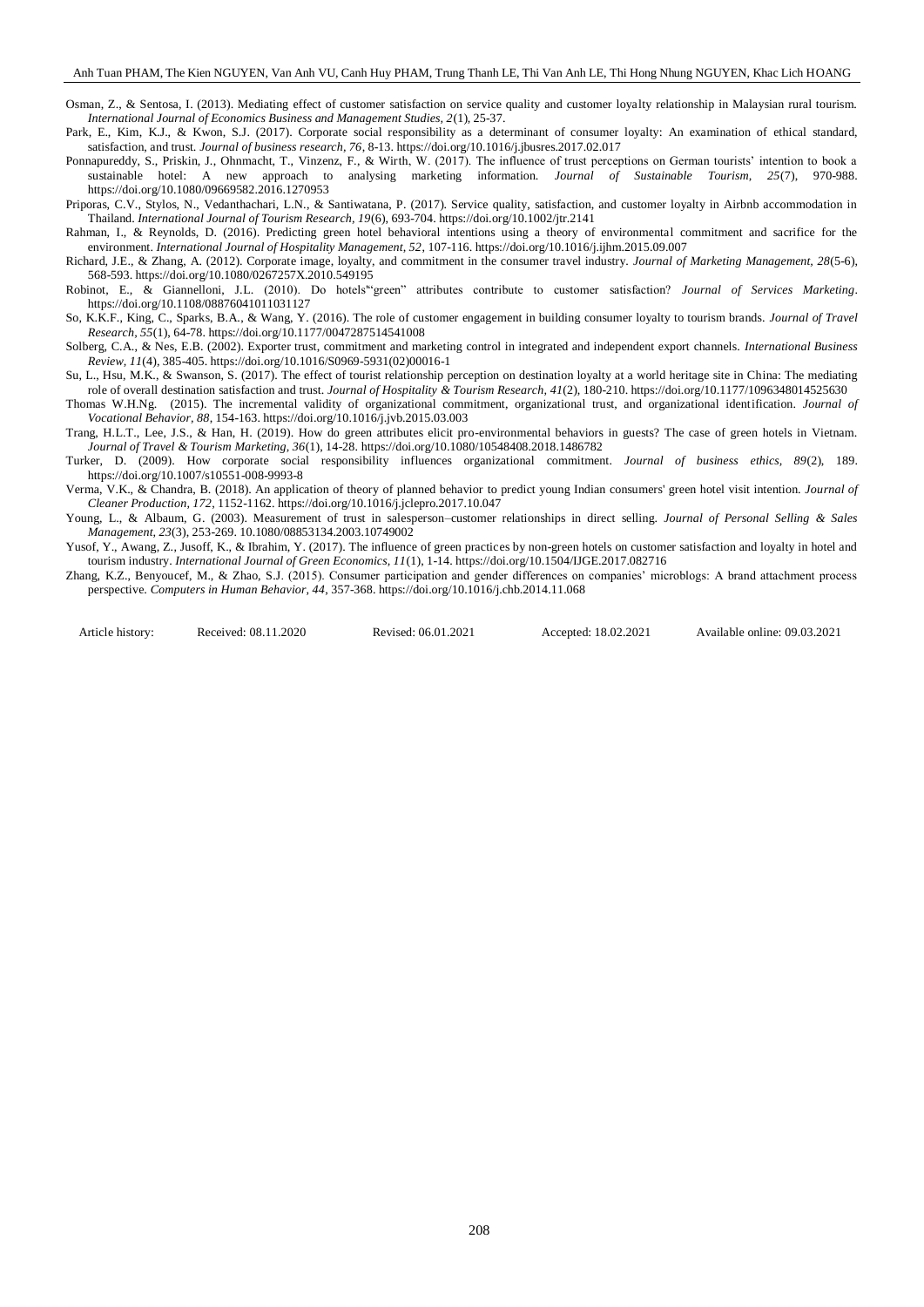Osman, Z., & Sentosa, I. (2013). Mediating effect of customer satisfaction on service quality and customer loyalty relationship in Malaysian rural tourism. *International Journal of Economics Business and Management Studies, 2*(1), 25-37.

Park, E., Kim, K.J., & Kwon, S.J. (2017). Corporate social responsibility as a determinant of consumer loyalty: An examination of ethical standard, satisfaction, and trust. *Journal of business research, 76*, 8-13. https://doi.org/10.1016/j.jbusres.2017.02.017

Ponnapureddy, S., Priskin, J., Ohnmacht, T., Vinzenz, F., & Wirth, W. (2017). The influence of trust perceptions on German tourists' intention to book a sustainable hotel: A new approach to analysing marketing information. *Journal of Sustainable Tourism, 25*(7), 970-988. https://doi.org/10.1080/09669582.2016.1270953

Priporas, C.V., Stylos, N., Vedanthachari, L.N., & Santiwatana, P. (2017). Service quality, satisfaction, and customer loyalty in Airbnb accommodation in Thailand. *International Journal of Tourism Research, 19*(6), 693-704. https://doi.org/10.1002/jtr.2141

Rahman, I., & Reynolds, D. (2016). Predicting green hotel behavioral intentions using a theory of environmental commitment and sacrifice for the environment. *International Journal of Hospitality Management, 52*, 107-116. https://doi.org/10.1016/j.ijhm.2015.09.007

Richard, J.E., & Zhang, A. (2012). Corporate image, loyalty, and commitment in the consumer travel industry. *Journal of Marketing Management, 28*(5-6), 568-593. https://doi.org/10.1080/0267257X.2010.549195

Robinot, E., & Giannelloni, J.L. (2010). Do hotels"green" attributes contribute to customer satisfaction? *Journal of Services Marketing*. https://doi.org/10.1108/08876041011031127

So, K.K.F., King, C., Sparks, B.A., & Wang, Y. (2016). The role of customer engagement in building consumer loyalty to tourism brands. *Journal of Travel Research, 55*(1), 64-78. https://doi.org/10.1177/0047287514541008

Solberg, C.A., & Nes, E.B. (2002). Exporter trust, commitment and marketing control in integrated and independent export channels. *International Business Review, 11*(4), 385-405. https://doi.org/10.1016/S0969-5931(02)00016-1

Su, L., Hsu, M.K., & Swanson, S. (2017). The effect of tourist relationship perception on destination loyalty at a world heritage site in China: The mediating role of overall destination satisfaction and trust. *Journal of Hospitality & Tourism Research, 41*(2), 180-210. https://doi.org/10.1177/1096348014525630

Thomas W.H.Ng. (2015). The incremental validity of organizational commitment, organizational trust, and organizational identification. *Journal of Vocational Behavior, 88*, 154-163. https://doi.org/10.1016/j.jvb.2015.03.003

Trang, H.L.T., Lee, J.S., & Han, H. (2019). How do green attributes elicit pro-environmental behaviors in guests? The case of green hotels in Vietnam. *Journal of Travel & Tourism Marketing, 36*(1), 14-28. https://doi.org/10.1080/10548408.2018.1486782

Turker, D. (2009). How corporate social responsibility influences organizational commitment. *Journal of business ethics, 89*(2), 189. https://doi.org/10.1007/s10551-008-9993-8

Verma, V.K., & Chandra, B. (2018). An application of theory of planned behavior to predict young Indian consumers' green hotel visit intention. *Journal of Cleaner Production, 172*, 1152-1162. https://doi.org/10.1016/j.jclepro.2017.10.047

Young, L., & Albaum, G. (2003). Measurement of trust in salesperson–customer relationships in direct selling. *Journal of Personal Selling & Sales Management, 23*(3), 253-269. 10.1080/08853134.2003.10749002

Yusof, Y., Awang, Z., Jusoff, K., & Ibrahim, Y. (2017). The influence of green practices by non-green hotels on customer satisfaction and loyalty in hotel and tourism industry. *International Journal of Green Economics, 11*(1), 1-14. https://doi.org/10.1504/IJGE.2017.082716

Zhang, K.Z., Benyoucef, M., & Zhao, S.J. (2015). Consumer participation and gender differences on companies' microblogs: A brand attachment process perspective. *Computers in Human Behavior, 44*, 357-368. https://doi.org/10.1016/j.chb.2014.11.068

Article history: Received: 08.11.2020 Revised: 06.01.2021 Accepted: 18.02.2021 Available online: 09.03.2021